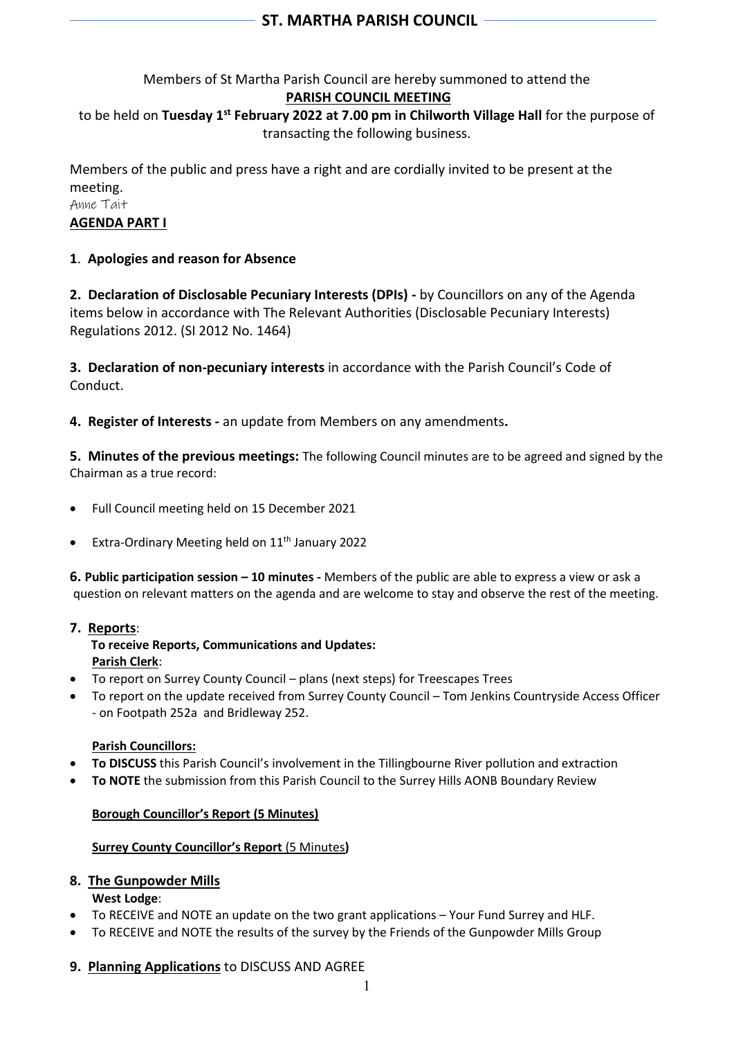# ST. MARTHA PARISH COUNCIL

Members of St Martha Parish Council are hereby summoned to attend the

**PARISH COUNCIL MEETING**

to be held on **Tuesday 1st February 2022 at 7.00 pm in Chilworth Village Hall** for the purpose of transacting the following business.

Members of the public and press have a right and are cordially invited to be present at the meeting.

Anne Tait

## AGENDA PART I

**1. Apologies and reason for Absence**

**2. Declaration of Disclosable Pecuniary Interests (DPIs) -** by Councillors on any of the Agenda items below in accordance with The Relevant Authorities (Disclosable Pecuniary Interests) Regulations 2012. (SI 2012 No. 1464)

**3. Declaration of non-pecuniary interests** in accordance with the Parish Council's Code of Conduct.

**4. Register of Interests -** an update from Members on any amendments**.**

**5. Minutes of the previous meetings:** The following Council minutes are to be agreed and signed by the Chairman as a true record:

- Full Council meeting held on 15 December 2021
- Extra-Ordinary Meeting held on 11th January 2022

**6. Public participation session – 10 minutes -** Members of the public are able to express a view or ask a question on relevant matters on the agenda and are welcome to stay and observe the rest of the meeting.

**7. Reports**:

**To receive Reports, Communications and Updates:**

**Parish Clerk**:

- To report on Surrey County Council – plans (next steps) for Treescapes Trees
- To report on the update received from Surrey County Council – Tom Jenkins Countryside Access Officer - on Footpath 252a and Bridleway 252.

**Parish Councillors:**

- **To DISCUSS** this Parish Council's involvement in the Tillingbourne River pollution and extraction
- **To NOTE** the submission from this Parish Council to the Surrey Hills AONB Boundary Review

**Borough Councillor's Report (5 Minutes)**

**Surrey County Councillor's Report** (5 Minutes**)**

**8. The Gunpowder Mills**

**West Lodge**:

- To RECEIVE and NOTE an update on the two grant applications – Your Fund Surrey and HLF.
- To RECEIVE and NOTE the results of the survey by the Friends of the Gunpowder Mills Group

**9. Planning Applications** to DISCUSS AND AGREE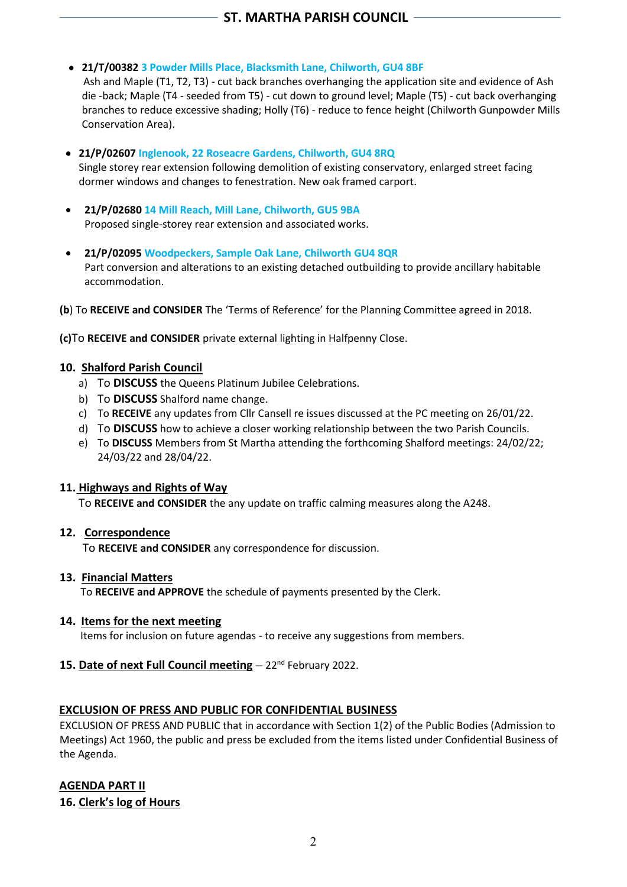- **21/T/00382** **3 Powder Mills Place, Blacksmith Lane, Chilworth, GU4 8BF**
  Ash and Maple (T1, T2, T3) - cut back branches overhanging the application site and evidence of Ash die -back; Maple (T4 - seeded from T5) - cut down to ground level; Maple (T5) - cut back overhanging branches to reduce excessive shading; Holly (T6) - reduce to fence height (Chilworth Gunpowder Mills Conservation Area).

- **21/P/02607** **Inglenook, 22 Roseacre Gardens, Chilworth, GU4 8RQ**
  Single storey rear extension following demolition of existing conservatory, enlarged street facing dormer windows and changes to fenestration. New oak framed carport.

- **21/P/02680** **14 Mill Reach, Mill Lane, Chilworth, GU5 9BA**
  Proposed single-storey rear extension and associated works.

- **21/P/02095** **Woodpeckers, Sample Oak Lane, Chilworth GU4 8QR**
  Part conversion and alterations to an existing detached outbuilding to provide ancillary habitable accommodation.

**(b**) To **RECEIVE and CONSIDER** The 'Terms of Reference' for the Planning Committee agreed in 2018.

**(c)**To **RECEIVE and CONSIDER** private external lighting in Halfpenny Close.

**10. Shalford Parish Council**

a) To **DISCUSS** the Queens Platinum Jubilee Celebrations.
b) To **DISCUSS** Shalford name change.
c) To **RECEIVE** any updates from Cllr Cansell re issues discussed at the PC meeting on 26/01/22.
d) To **DISCUSS** how to achieve a closer working relationship between the two Parish Councils.
e) To **DISCUSS** Members from St Martha attending the forthcoming Shalford meetings: 24/02/22; 24/03/22 and 28/04/22.

**11. Highways and Rights of Way**

To **RECEIVE and CONSIDER** the any update on traffic calming measures along the A248.

**12. Correspondence**

To **RECEIVE and CONSIDER** any correspondence for discussion.

**13. Financial Matters**

To **RECEIVE and APPROVE** the schedule of payments presented by the Clerk.

**14. Items for the next meeting**

Items for inclusion on future agendas - to receive any suggestions from members.

**15. Date of next Full Council meeting** – 22nd February 2022.

**EXCLUSION OF PRESS AND PUBLIC FOR CONFIDENTIAL BUSINESS**

EXCLUSION OF PRESS AND PUBLIC that in accordance with Section 1(2) of the Public Bodies (Admission to Meetings) Act 1960, the public and press be excluded from the items listed under Confidential Business of the Agenda.

**AGENDA PART II**

**16. Clerk's log of Hours**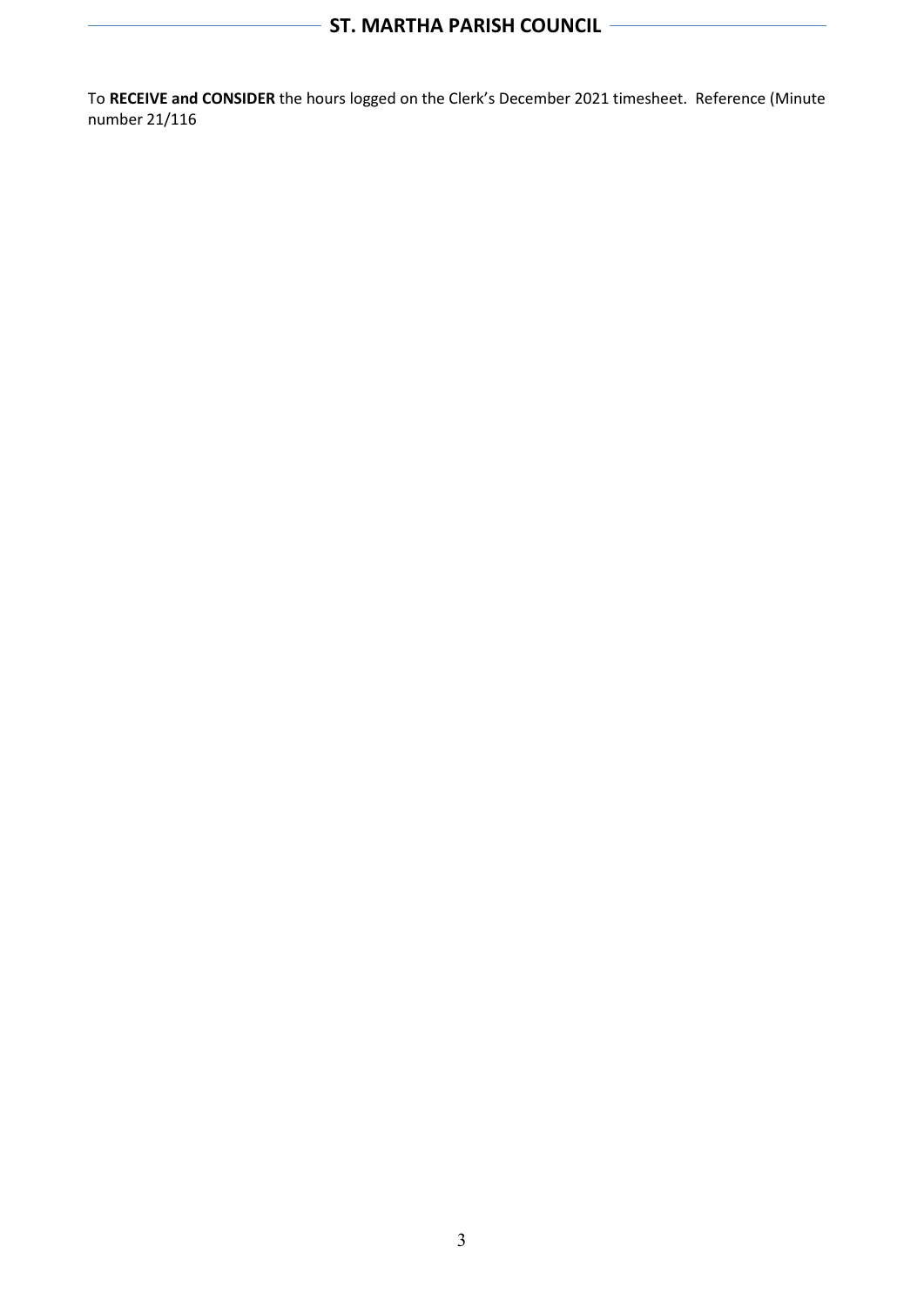To **RECEIVE and CONSIDER** the hours logged on the Clerk's December 2021 timesheet. Reference (Minute number 21/116